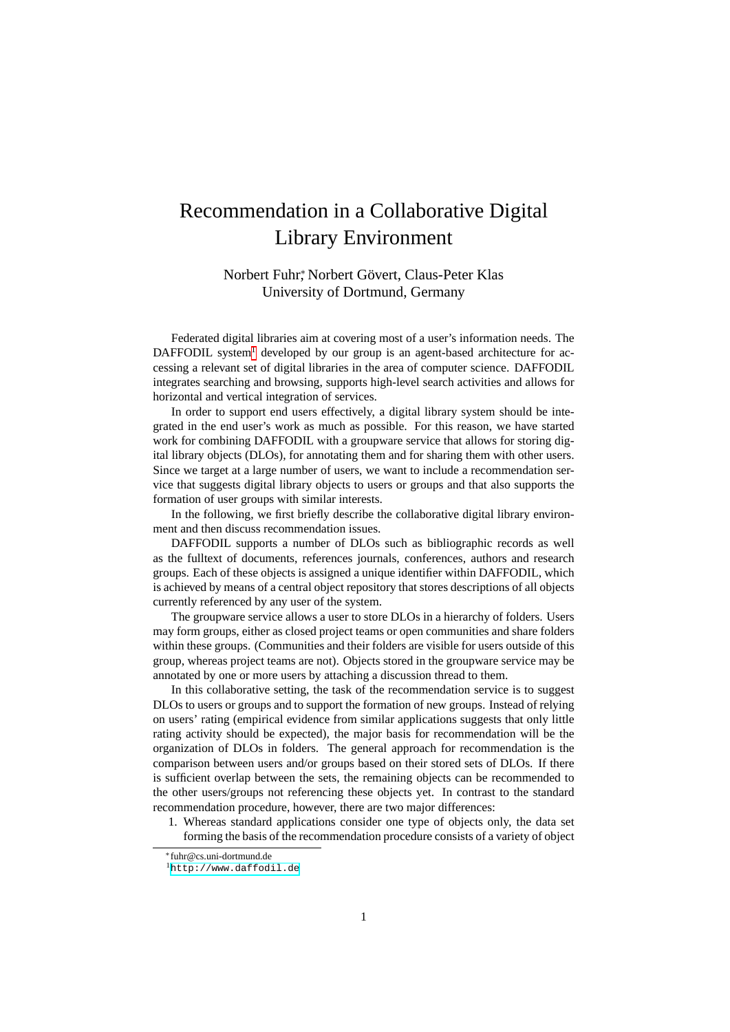# Recommendation in a Collaborative Digital Library Environment

Norbert Fuhr[*], Norbert Gövert, Claus-Peter Klas
University of Dortmund, Germany

Federated digital libraries aim at covering most of a user's information needs. The DAFFODIL system[1] developed by our group is an agent-based architecture for accessing a relevant set of digital libraries in the area of computer science. DAFFODIL integrates searching and browsing, supports high-level search activities and allows for horizontal and vertical integration of services.

In order to support end users effectively, a digital library system should be integrated in the end user's work as much as possible. For this reason, we have started work for combining DAFFODIL with a groupware service that allows for storing digital library objects (DLOs), for annotating them and for sharing them with other users. Since we target at a large number of users, we want to include a recommendation service that suggests digital library objects to users or groups and that also supports the formation of user groups with similar interests.

In the following, we first briefly describe the collaborative digital library environment and then discuss recommendation issues.

DAFFODIL supports a number of DLOs such as bibliographic records as well as the fulltext of documents, references journals, conferences, authors and research groups. Each of these objects is assigned a unique identifier within DAFFODIL, which is achieved by means of a central object repository that stores descriptions of all objects currently referenced by any user of the system.

The groupware service allows a user to store DLOs in a hierarchy of folders. Users may form groups, either as closed project teams or open communities and share folders within these groups. (Communities and their folders are visible for users outside of this group, whereas project teams are not). Objects stored in the groupware service may be annotated by one or more users by attaching a discussion thread to them.

In this collaborative setting, the task of the recommendation service is to suggest DLOs to users or groups and to support the formation of new groups. Instead of relying on users' rating (empirical evidence from similar applications suggests that only little rating activity should be expected), the major basis for recommendation will be the organization of DLOs in folders. The general approach for recommendation is the comparison between users and/or groups based on their stored sets of DLOs. If there is sufficient overlap between the sets, the remaining objects can be recommended to the other users/groups not referencing these objects yet. In contrast to the standard recommendation procedure, however, there are two major differences:

1. Whereas standard applications consider one type of objects only, the data set forming the basis of the recommendation procedure consists of a variety of object

[*] fuhr@cs.uni-dortmund.de

[1] http://www.daffodil.de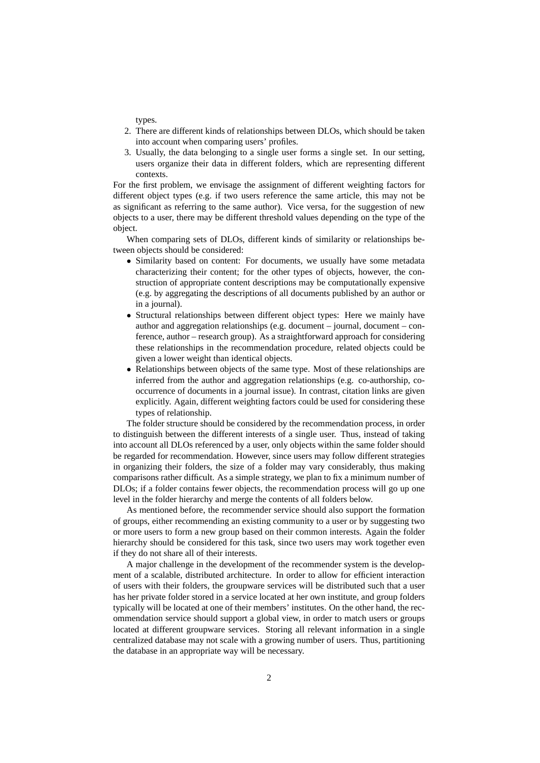types.

2. There are different kinds of relationships between DLOs, which should be taken into account when comparing users' profiles.
3. Usually, the data belonging to a single user forms a single set. In our setting, users organize their data in different folders, which are representing different contexts.

For the first problem, we envisage the assignment of different weighting factors for different object types (e.g. if two users reference the same article, this may not be as significant as referring to the same author). Vice versa, for the suggestion of new objects to a user, there may be different threshold values depending on the type of the object.

When comparing sets of DLOs, different kinds of similarity or relationships between objects should be considered:

- Similarity based on content: For documents, we usually have some metadata characterizing their content; for the other types of objects, however, the construction of appropriate content descriptions may be computationally expensive (e.g. by aggregating the descriptions of all documents published by an author or in a journal).
- Structural relationships between different object types: Here we mainly have author and aggregation relationships (e.g. document – journal, document – conference, author – research group). As a straightforward approach for considering these relationships in the recommendation procedure, related objects could be given a lower weight than identical objects.
- Relationships between objects of the same type. Most of these relationships are inferred from the author and aggregation relationships (e.g. co-authorship, co-occurrence of documents in a journal issue). In contrast, citation links are given explicitly. Again, different weighting factors could be used for considering these types of relationship.

The folder structure should be considered by the recommendation process, in order to distinguish between the different interests of a single user. Thus, instead of taking into account all DLOs referenced by a user, only objects within the same folder should be regarded for recommendation. However, since users may follow different strategies in organizing their folders, the size of a folder may vary considerably, thus making comparisons rather difficult. As a simple strategy, we plan to fix a minimum number of DLOs; if a folder contains fewer objects, the recommendation process will go up one level in the folder hierarchy and merge the contents of all folders below.

As mentioned before, the recommender service should also support the formation of groups, either recommending an existing community to a user or by suggesting two or more users to form a new group based on their common interests. Again the folder hierarchy should be considered for this task, since two users may work together even if they do not share all of their interests.

A major challenge in the development of the recommender system is the development of a scalable, distributed architecture. In order to allow for efficient interaction of users with their folders, the groupware services will be distributed such that a user has her private folder stored in a service located at her own institute, and group folders typically will be located at one of their members' institutes. On the other hand, the recommendation service should support a global view, in order to match users or groups located at different groupware services. Storing all relevant information in a single centralized database may not scale with a growing number of users. Thus, partitioning the database in an appropriate way will be necessary.